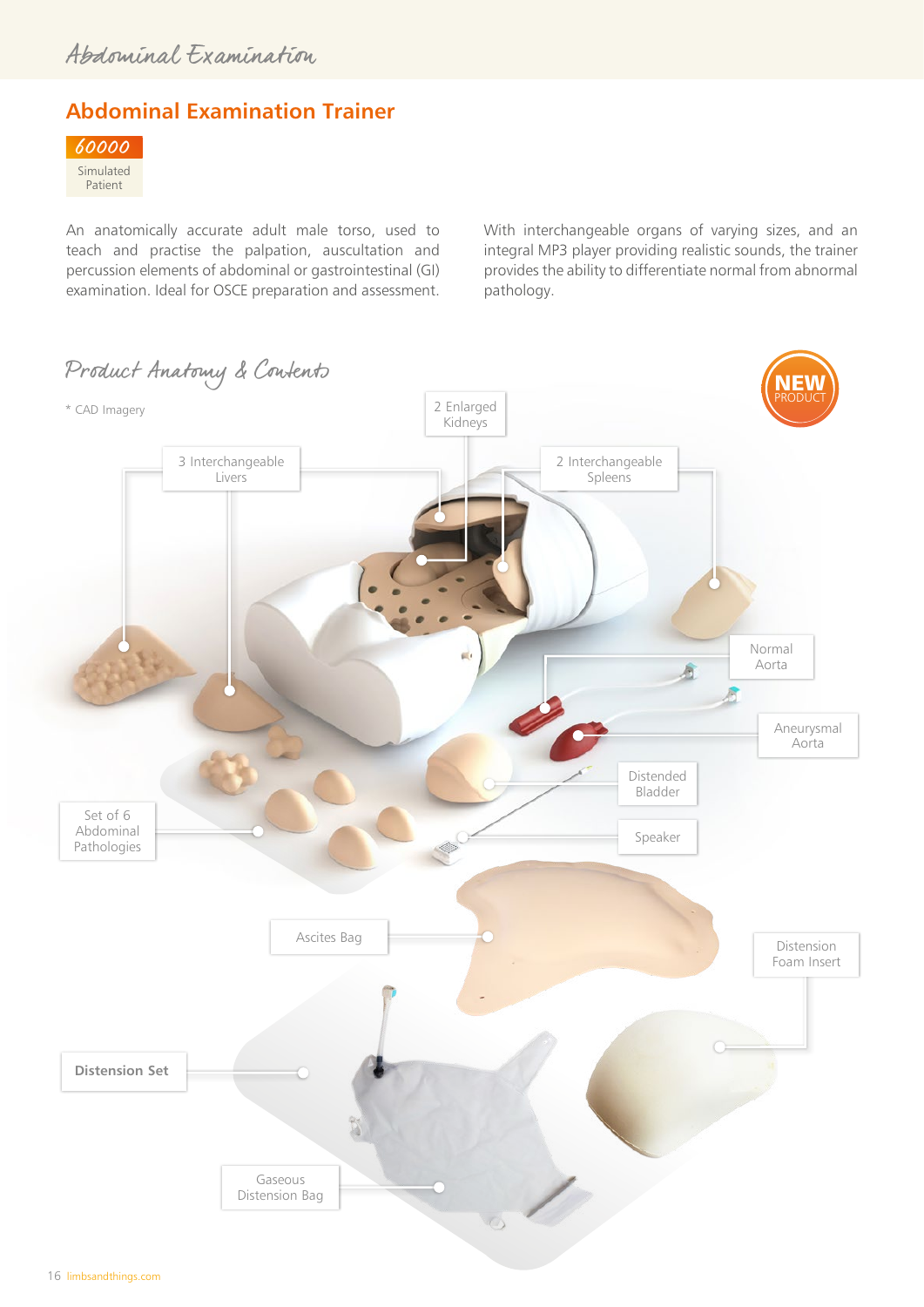## Abdominal Examination Trainer

**60000**

Simulated Patient

An anatomically accurate adult male torso, used to teach and practise the palpation, auscultation and percussion elements of abdominal or gastrointestinal (GI) examination. Ideal for OSCE preparation and assessment.

With interchangeable organs of varying sizes, and an integral MP3 player providing realistic sounds, the trainer provides the ability to differentiate normal from abnormal pathology.

### Product Anatomy & Contents

NEW PRODUCT

\* CAD Imagery

- 2 Enlarged Kidneys
- 3 Interchangeable Livers
- 2 Interchangeable Spleens
- Normal Aorta
- Aneurysmal Aorta
- Distended Bladder
- Speaker
- Set of 6 Abdominal Pathologies
- Ascites Bag
- Distension Foam Insert
- **Distension Set**
- Gaseous Distension Bag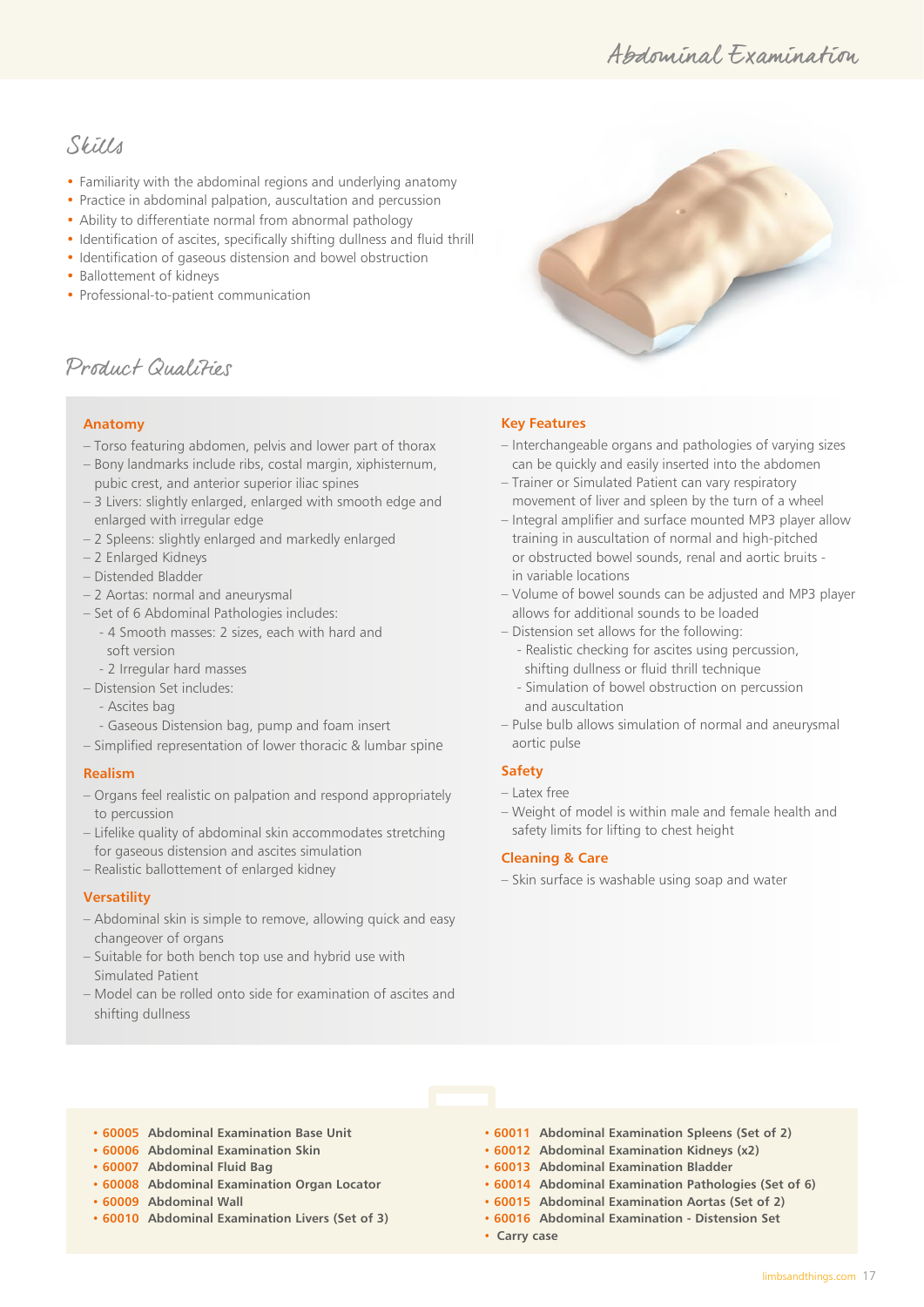# Abdominal Examination

## Skills

- Familiarity with the abdominal regions and underlying anatomy
- Practice in abdominal palpation, auscultation and percussion
- Ability to differentiate normal from abnormal pathology
- Identification of ascites, specifically shifting dullness and fluid thrill
- Identification of gaseous distension and bowel obstruction
- Ballottement of kidneys
- Professional-to-patient communication

## Product Qualities

### Anatomy

- Torso featuring abdomen, pelvis and lower part of thorax
- Bony landmarks include ribs, costal margin, xiphisternum, pubic crest, and anterior superior iliac spines
- 3 Livers: slightly enlarged, enlarged with smooth edge and enlarged with irregular edge
- 2 Spleens: slightly enlarged and markedly enlarged
- 2 Enlarged Kidneys
- Distended Bladder
- 2 Aortas: normal and aneurysmal
- Set of 6 Abdominal Pathologies includes:
  - 4 Smooth masses: 2 sizes, each with hard and soft version
  - 2 Irregular hard masses
- Distension Set includes:
  - Ascites bag
  - Gaseous Distension bag, pump and foam insert
- Simplified representation of lower thoracic & lumbar spine

### Realism

- Organs feel realistic on palpation and respond appropriately to percussion
- Lifelike quality of abdominal skin accommodates stretching for gaseous distension and ascites simulation
- Realistic ballottement of enlarged kidney

### Versatility

- Abdominal skin is simple to remove, allowing quick and easy changeover of organs
- Suitable for both bench top use and hybrid use with Simulated Patient
- Model can be rolled onto side for examination of ascites and shifting dullness

### Key Features

- Interchangeable organs and pathologies of varying sizes can be quickly and easily inserted into the abdomen
- Trainer or Simulated Patient can vary respiratory movement of liver and spleen by the turn of a wheel
- Integral amplifier and surface mounted MP3 player allow training in auscultation of normal and high-pitched or obstructed bowel sounds, renal and aortic bruits - in variable locations
- Volume of bowel sounds can be adjusted and MP3 player allows for additional sounds to be loaded
- Distension set allows for the following:
  - Realistic checking for ascites using percussion, shifting dullness or fluid thrill technique
  - Simulation of bowel obstruction on percussion and auscultation
- Pulse bulb allows simulation of normal and aneurysmal aortic pulse

### Safety

- Latex free
- Weight of model is within male and female health and safety limits for lifting to chest height

### Cleaning & Care

- Skin surface is washable using soap and water

---

- **60005 Abdominal Examination Base Unit**
- **60006 Abdominal Examination Skin**
- **60007 Abdominal Fluid Bag**
- **60008 Abdominal Examination Organ Locator**
- **60009 Abdominal Wall**
- **60010 Abdominal Examination Livers (Set of 3)**
- **60011 Abdominal Examination Spleens (Set of 2)**
- **60012 Abdominal Examination Kidneys (x2)**
- **60013 Abdominal Examination Bladder**
- **60014 Abdominal Examination Pathologies (Set of 6)**
- **60015 Abdominal Examination Aortas (Set of 2)**
- **60016 Abdominal Examination - Distension Set**
- **Carry case**